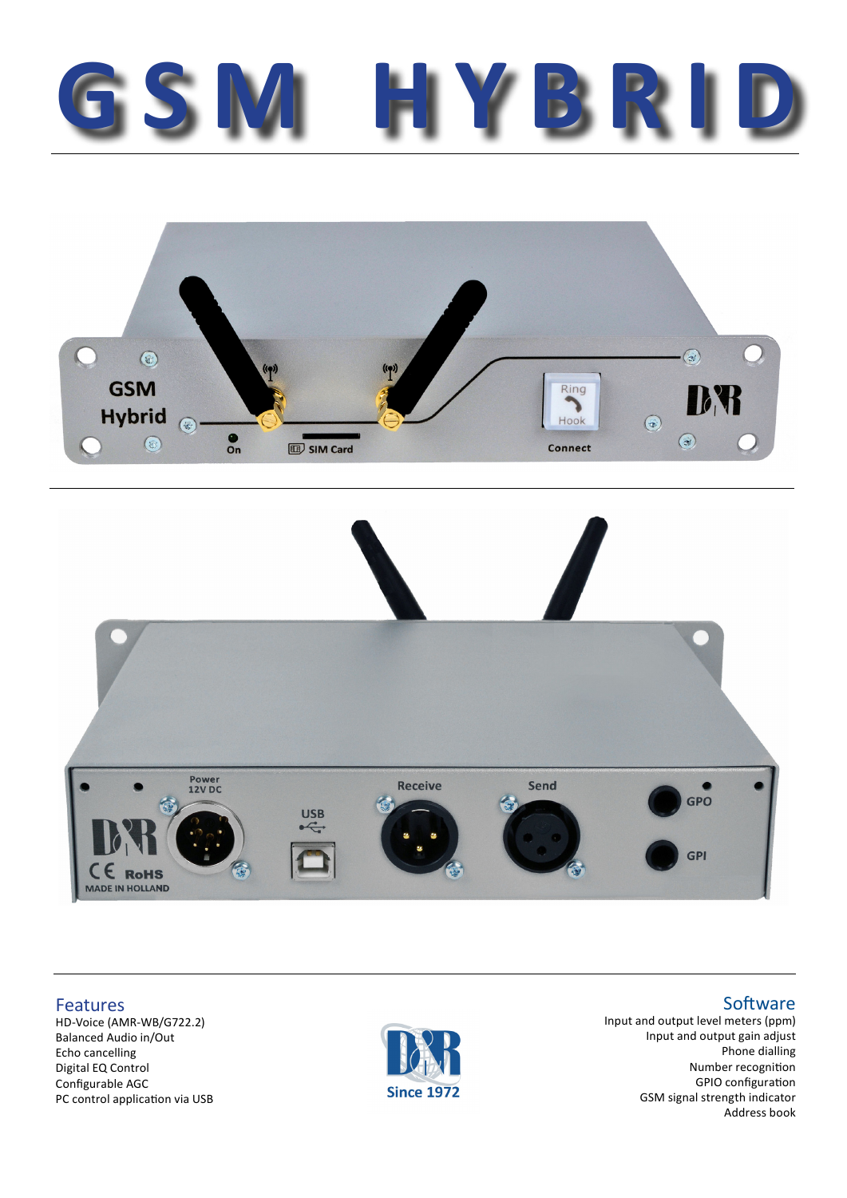# GSM HYBRID

## Features

- HD-Voice (AMR-WB/G722.2)
- Balanced Audio in/Out
- Echo cancelling
- Digital EQ Control
- Configurable AGC
- PC control application via USB

Since 1972

## Software

- Input and output level meters (ppm)
- Input and output gain adjust
- Phone dialling
- Number recognition
- GPIO configuration
- GSM signal strength indicator
- Address book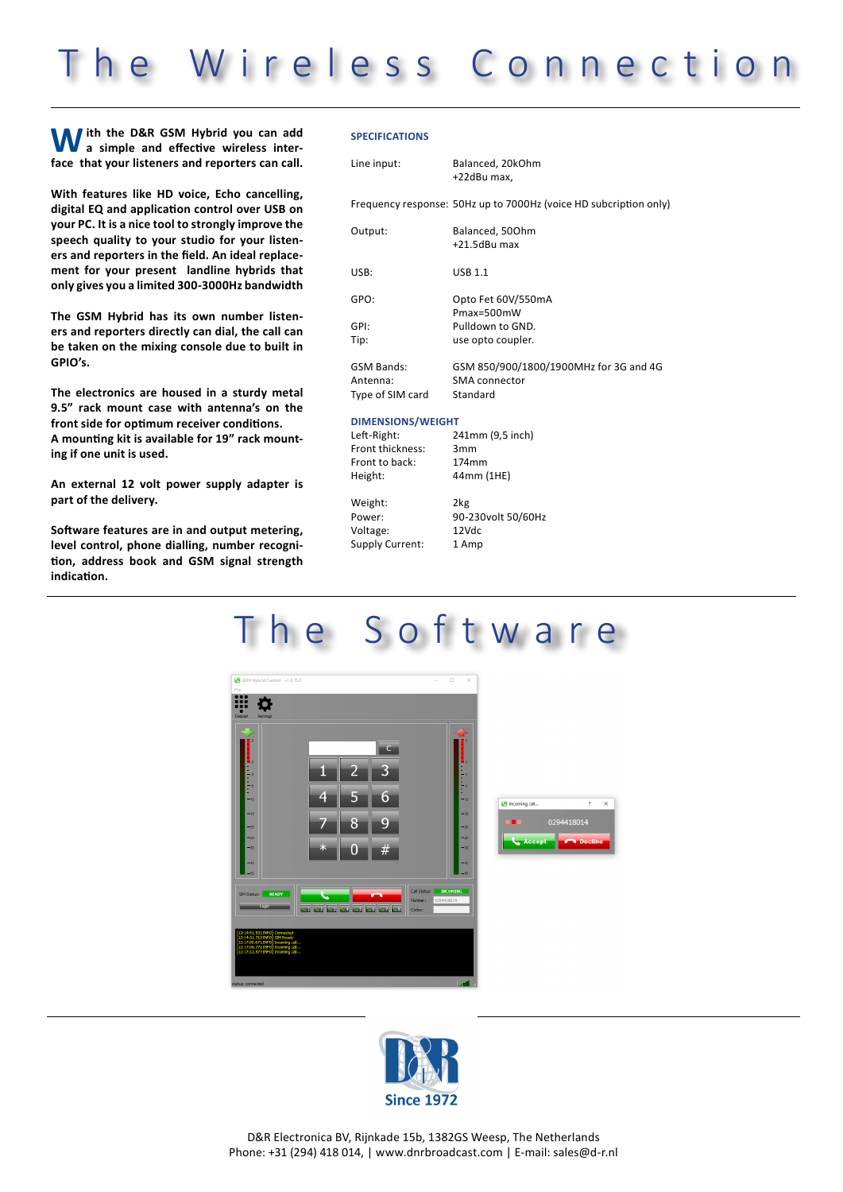# The Wireless Connection

**With the D&R GSM Hybrid you can add a simple and effective wireless interface that your listeners and reporters can call.**

**With features like HD voice, Echo cancelling, digital EQ and application control over USB on your PC. It is a nice tool to strongly improve the speech quality to your studio for your listeners and reporters in the field. An ideal replacement for your present landline hybrids that only gives you a limited 300-3000Hz bandwidth**

**The GSM Hybrid has its own number listeners and reporters directly can dial, the call can be taken on the mixing console due to built in GPIO's.**

**The electronics are housed in a sturdy metal 9.5" rack mount case with antenna's on the front side for optimum receiver conditions.**
**A mounting kit is available for 19" rack mounting if one unit is used.**

**An external 12 volt power supply adapter is part of the delivery.**

**Software features are in and output metering, level control, phone dialling, number recognition, address book and GSM signal strength indication.**

### SPECIFICATIONS

| | |
|---|---|
| Line input: | Balanced, 20kOhm<br>+22dBu max, |
| Frequency response: | 50Hz up to 7000Hz (voice HD subcription only) |
| Output: | Balanced, 50Ohm<br>+21.5dBu max |
| USB: | USB 1.1 |
| GPO: | Opto Fet 60V/550mA<br>Pmax=500mW |
| GPI: | Pulldown to GND. |
| Tip: | use opto coupler. |
| GSM Bands: | GSM 850/900/1800/1900MHz for 3G and 4G |
| Antenna: | SMA connector |
| Type of SIM card | Standard |

### DIMENSIONS/WEIGHT

| | |
|---|---|
| Left-Right: | 241mm (9,5 inch) |
| Front thickness: | 3mm |
| Front to back: | 174mm |
| Height: | 44mm (1HE) |
| Weight: | 2kg |
| Power: | 90-230volt 50/60Hz |
| Voltage: | 12Vdc |
| Supply Current: | 1 Amp |

# The Software

Since 1972

D&R Electronica BV, Rijnkade 15b, 1382GS Weesp, The Netherlands
Phone: +31 (294) 418 014, | www.dnrbroadcast.com | E-mail: sales@d-r.nl